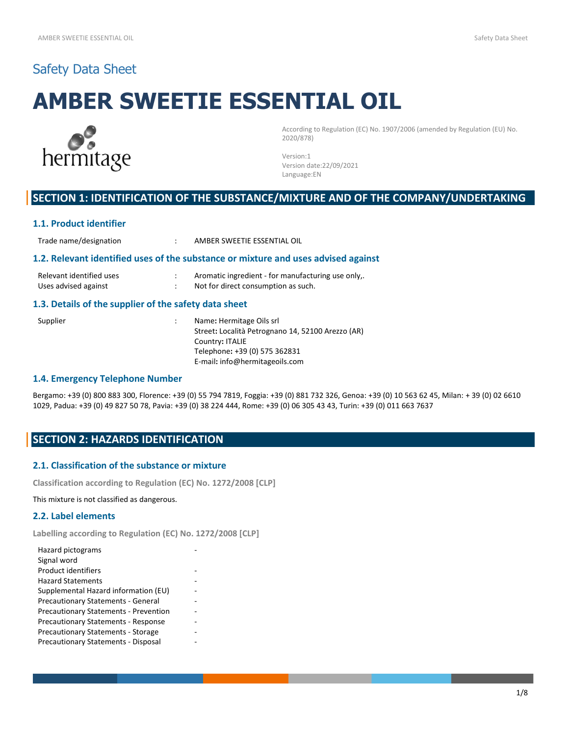## Safety Data Sheet

# AMBER SWEETIE ESSENTIAL OIL

hermitage

According to Regulation (EC) No. 1907/2006 (amended by Regulation (EU) No. 2020/878)

Version:1
Version date:22/09/2021
Language:EN

## SECTION 1: IDENTIFICATION OF THE SUBSTANCE/MIXTURE AND OF THE COMPANY/UNDERTAKING

### 1.1. Product identifier

| | | |
|---|---|---|
| Trade name/designation | : | AMBER SWEETIE ESSENTIAL OIL |

### 1.2. Relevant identified uses of the substance or mixture and uses advised against

| | | |
|---|---|---|
| Relevant identified uses | : | Aromatic ingredient - for manufacturing use only,. |
| Uses advised against | : | Not for direct consumption as such. |

### 1.3. Details of the supplier of the safety data sheet

Supplier :
Name: Hermitage Oils srl
Street: Località Petrognano 14, 52100 Arezzo (AR)
Country: ITALIE
Telephone: +39 (0) 575 362831
E-mail: info@hermitageoils.com

### 1.4. Emergency Telephone Number

Bergamo: +39 (0) 800 883 300, Florence: +39 (0) 55 794 7819, Foggia: +39 (0) 881 732 326, Genoa: +39 (0) 10 563 62 45, Milan: + 39 (0) 02 6610 1029, Padua: +39 (0) 49 827 50 78, Pavia: +39 (0) 38 224 444, Rome: +39 (0) 06 305 43 43, Turin: +39 (0) 011 663 7637

## SECTION 2: HAZARDS IDENTIFICATION

### 2.1. Classification of the substance or mixture

**Classification according to Regulation (EC) No. 1272/2008 [CLP]**

This mixture is not classified as dangerous.

### 2.2. Label elements

**Labelling according to Regulation (EC) No. 1272/2008 [CLP]**

| | |
|---|---|
| Hazard pictograms | - |
| Signal word | |
| Product identifiers | - |
| Hazard Statements | - |
| Supplemental Hazard information (EU) | - |
| Precautionary Statements - General | - |
| Precautionary Statements - Prevention | - |
| Precautionary Statements - Response | - |
| Precautionary Statements - Storage | - |
| Precautionary Statements - Disposal | - |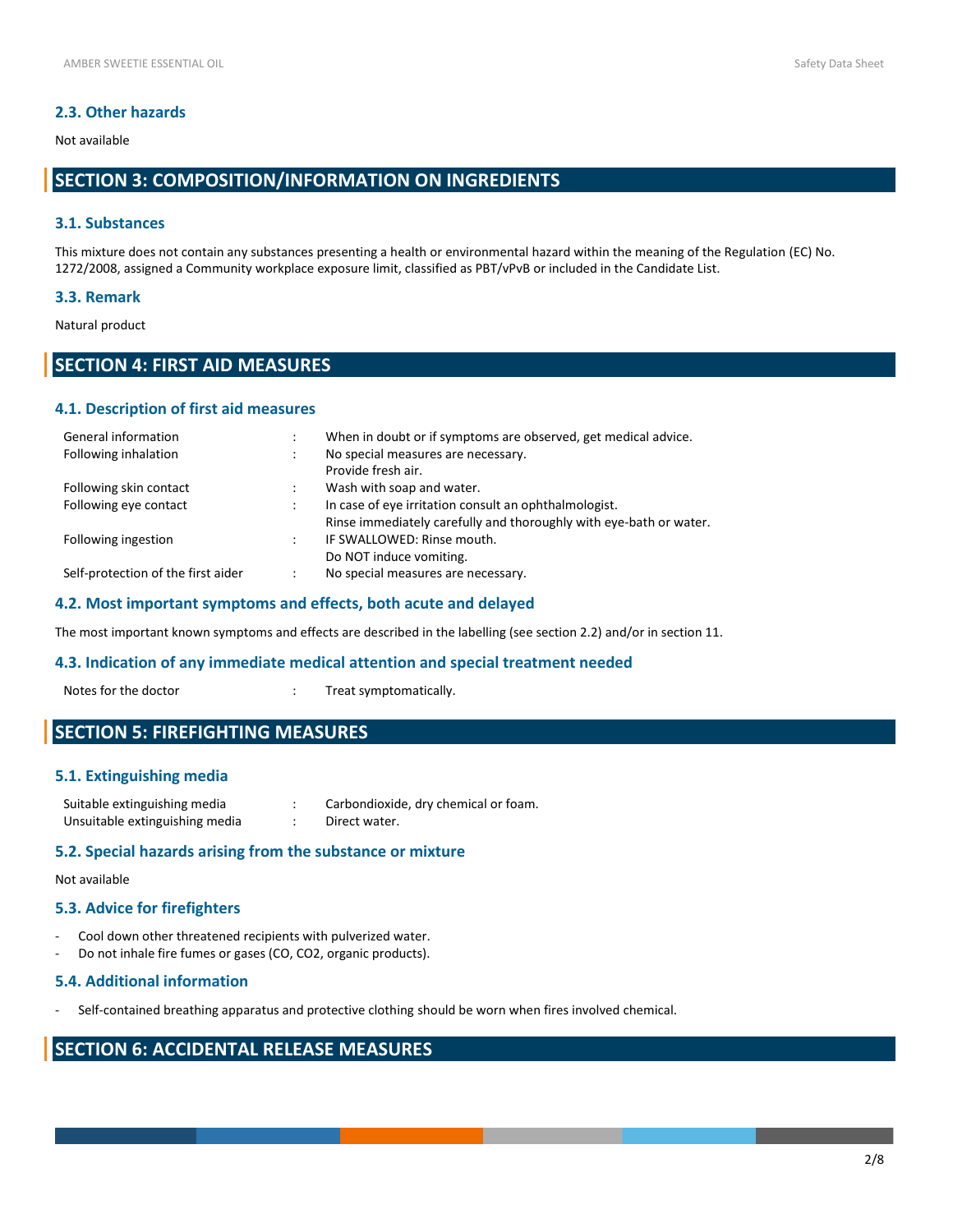### 2.3. Other hazards

Not available

## SECTION 3: COMPOSITION/INFORMATION ON INGREDIENTS

### 3.1. Substances

This mixture does not contain any substances presenting a health or environmental hazard within the meaning of the Regulation (EC) No. 1272/2008, assigned a Community workplace exposure limit, classified as PBT/vPvB or included in the Candidate List.

### 3.3. Remark

Natural product

## SECTION 4: FIRST AID MEASURES

### 4.1. Description of first aid measures

| | | |
|---|---|---|
| General information | : | When in doubt or if symptoms are observed, get medical advice. |
| Following inhalation | : | No special measures are necessary.<br>Provide fresh air. |
| Following skin contact | : | Wash with soap and water. |
| Following eye contact | : | In case of eye irritation consult an ophthalmologist.<br>Rinse immediately carefully and thoroughly with eye-bath or water. |
| Following ingestion | : | IF SWALLOWED: Rinse mouth.<br>Do NOT induce vomiting. |
| Self-protection of the first aider | : | No special measures are necessary. |

### 4.2. Most important symptoms and effects, both acute and delayed

The most important known symptoms and effects are described in the labelling (see section 2.2) and/or in section 11.

### 4.3. Indication of any immediate medical attention and special treatment needed

| | | |
|---|---|---|
| Notes for the doctor | : | Treat symptomatically. |

## SECTION 5: FIREFIGHTING MEASURES

### 5.1. Extinguishing media

| | | |
|---|---|---|
| Suitable extinguishing media | : | Carbondioxide, dry chemical or foam. |
| Unsuitable extinguishing media | : | Direct water. |

### 5.2. Special hazards arising from the substance or mixture

Not available

### 5.3. Advice for firefighters

- Cool down other threatened recipients with pulverized water.
- Do not inhale fire fumes or gases (CO, $CO_2$, organic products).

### 5.4. Additional information

- Self-contained breathing apparatus and protective clothing should be worn when fires involved chemical.

## SECTION 6: ACCIDENTAL RELEASE MEASURES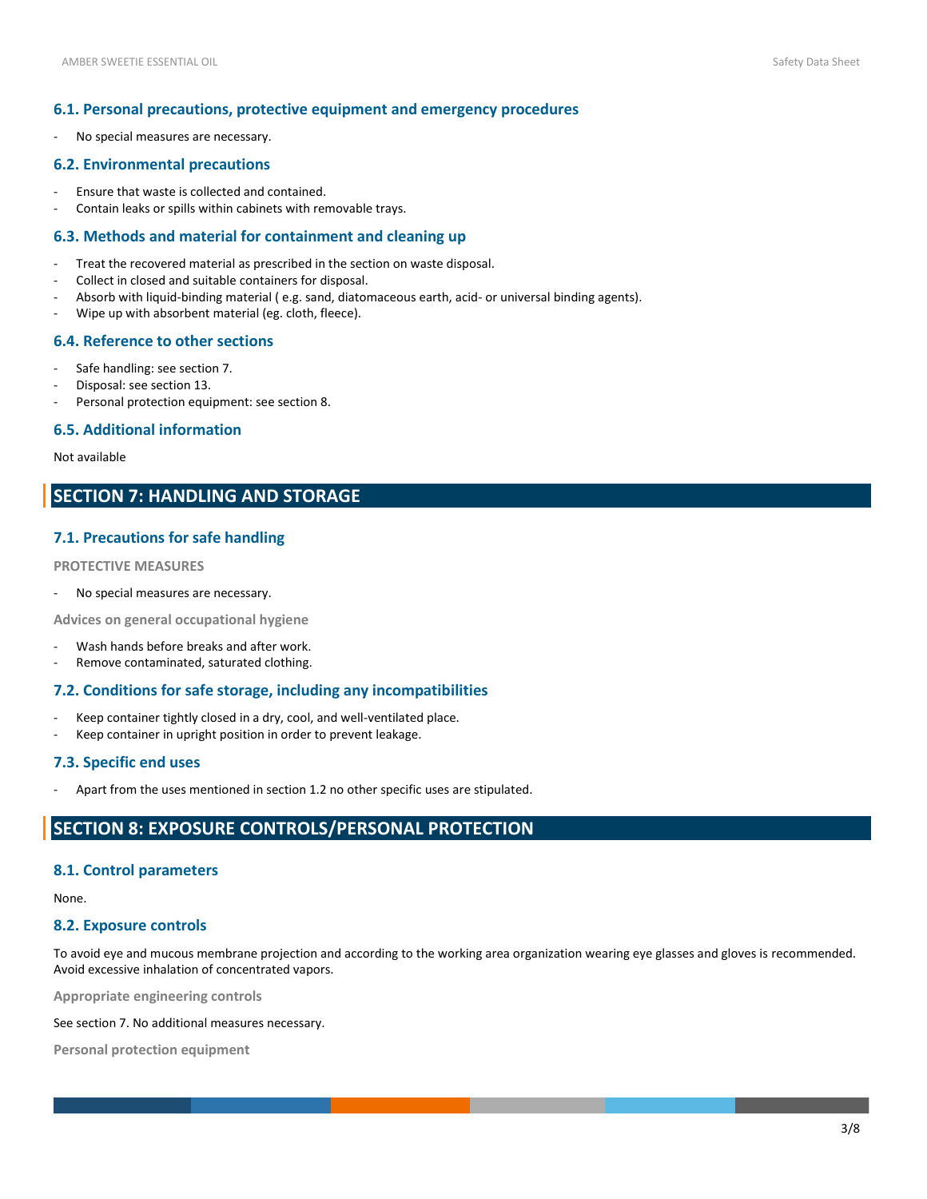### 6.1. Personal precautions, protective equipment and emergency procedures

- No special measures are necessary.

### 6.2. Environmental precautions

- Ensure that waste is collected and contained.
- Contain leaks or spills within cabinets with removable trays.

### 6.3. Methods and material for containment and cleaning up

- Treat the recovered material as prescribed in the section on waste disposal.
- Collect in closed and suitable containers for disposal.
- Absorb with liquid-binding material ( e.g. sand, diatomaceous earth, acid- or universal binding agents).
- Wipe up with absorbent material (eg. cloth, fleece).

### 6.4. Reference to other sections

- Safe handling: see section 7.
- Disposal: see section 13.
- Personal protection equipment: see section 8.

### 6.5. Additional information

Not available

## SECTION 7: HANDLING AND STORAGE

### 7.1. Precautions for safe handling

**PROTECTIVE MEASURES**

- No special measures are necessary.

**Advices on general occupational hygiene**

- Wash hands before breaks and after work.
- Remove contaminated, saturated clothing.

### 7.2. Conditions for safe storage, including any incompatibilities

- Keep container tightly closed in a dry, cool, and well-ventilated place.
- Keep container in upright position in order to prevent leakage.

### 7.3. Specific end uses

- Apart from the uses mentioned in section 1.2 no other specific uses are stipulated.

## SECTION 8: EXPOSURE CONTROLS/PERSONAL PROTECTION

### 8.1. Control parameters

None.

### 8.2. Exposure controls

To avoid eye and mucous membrane projection and according to the working area organization wearing eye glasses and gloves is recommended. Avoid excessive inhalation of concentrated vapors.

**Appropriate engineering controls**

See section 7. No additional measures necessary.

**Personal protection equipment**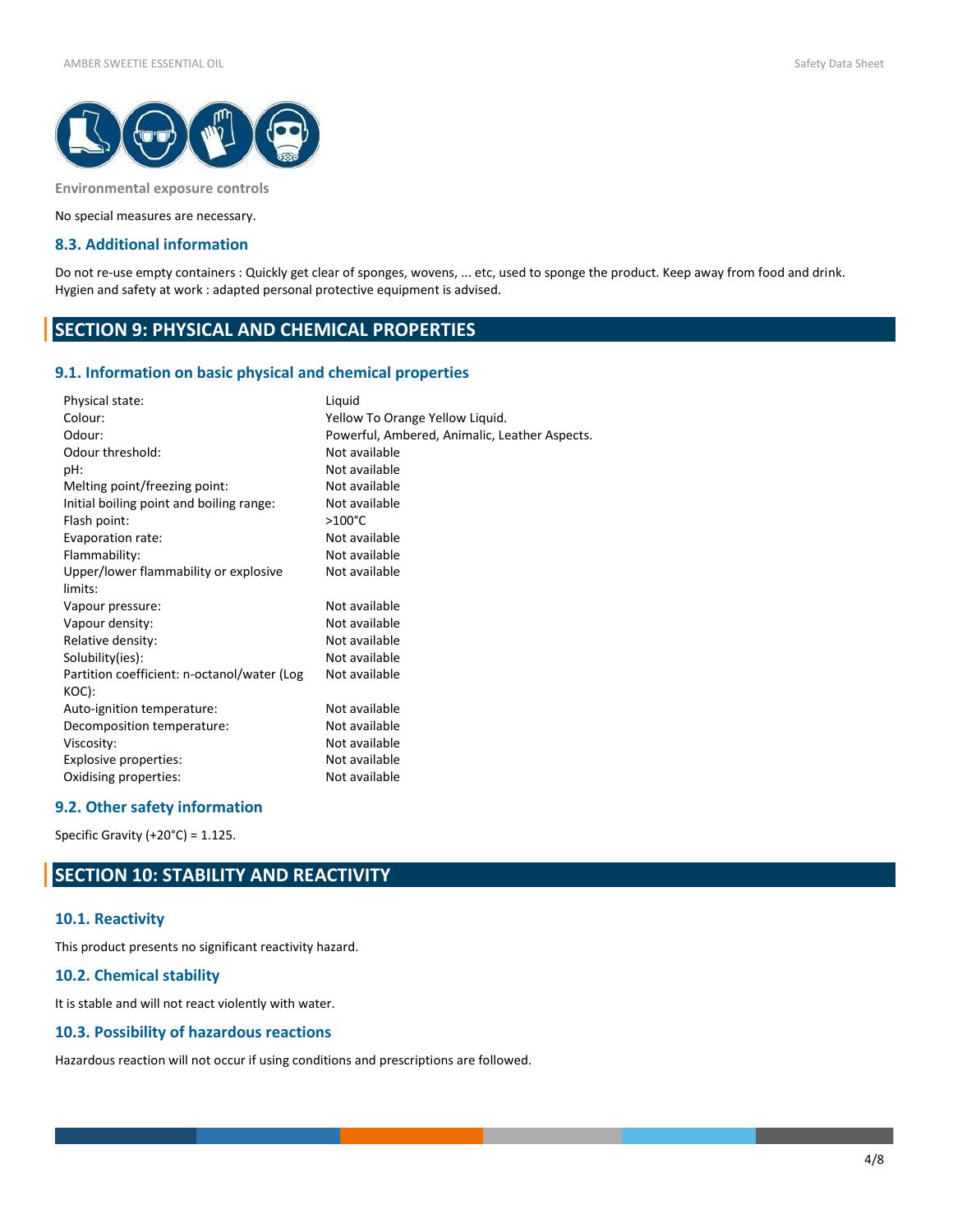**Environmental exposure controls**

No special measures are necessary.

### 8.3. Additional information

Do not re-use empty containers : Quickly get clear of sponges, wovens, ... etc, used to sponge the product. Keep away from food and drink. Hygien and safety at work : adapted personal protective equipment is advised.

## SECTION 9: PHYSICAL AND CHEMICAL PROPERTIES

### 9.1. Information on basic physical and chemical properties

| | |
|---|---|
| Physical state: | Liquid |
| Colour: | Yellow To Orange Yellow Liquid. |
| Odour: | Powerful, Ambered, Animalic, Leather Aspects. |
| Odour threshold: | Not available |
| pH: | Not available |
| Melting point/freezing point: | Not available |
| Initial boiling point and boiling range: | Not available |
| Flash point: | >100°C |
| Evaporation rate: | Not available |
| Flammability: | Not available |
| Upper/lower flammability or explosive limits: | Not available |
| Vapour pressure: | Not available |
| Vapour density: | Not available |
| Relative density: | Not available |
| Solubility(ies): | Not available |
| Partition coefficient: n-octanol/water (Log KOC): | Not available |
| Auto-ignition temperature: | Not available |
| Decomposition temperature: | Not available |
| Viscosity: | Not available |
| Explosive properties: | Not available |
| Oxidising properties: | Not available |

### 9.2. Other safety information

Specific Gravity (+20°C) = 1.125.

## SECTION 10: STABILITY AND REACTIVITY

### 10.1. Reactivity

This product presents no significant reactivity hazard.

### 10.2. Chemical stability

It is stable and will not react violently with water.

### 10.3. Possibility of hazardous reactions

Hazardous reaction will not occur if using conditions and prescriptions are followed.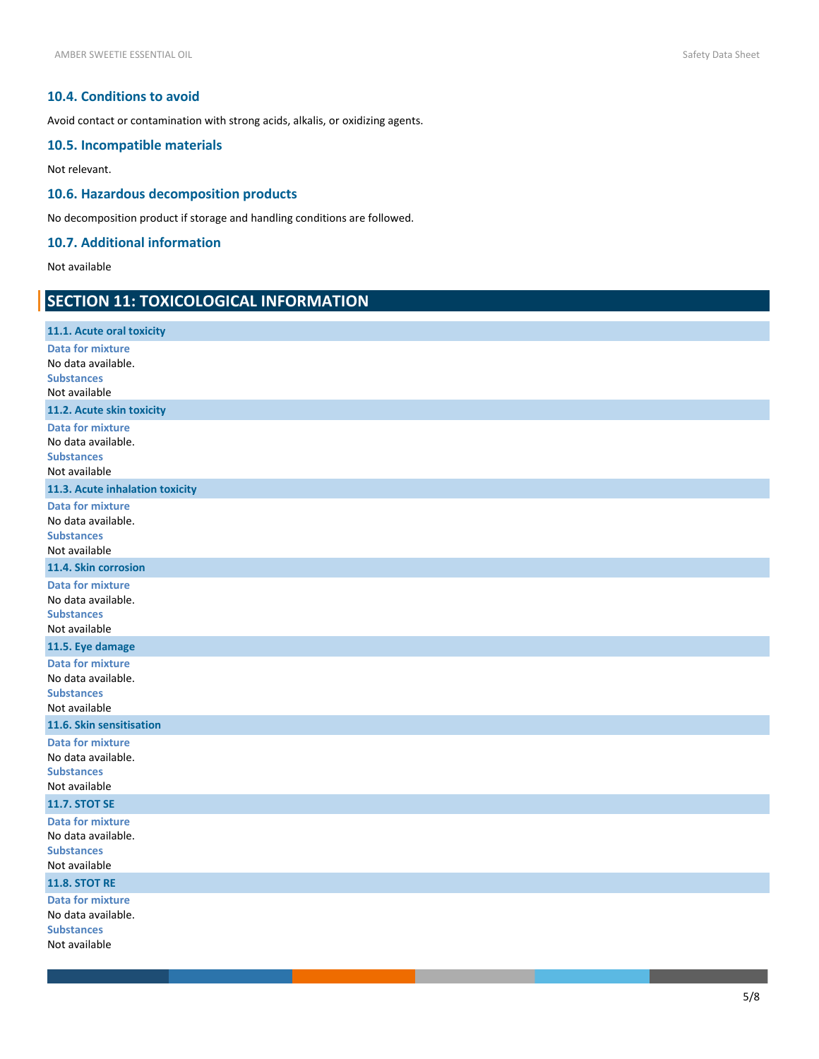### 10.4. Conditions to avoid

Avoid contact or contamination with strong acids, alkalis, or oxidizing agents.

### 10.5. Incompatible materials

Not relevant.

### 10.6. Hazardous decomposition products

No decomposition product if storage and handling conditions are followed.

### 10.7. Additional information

Not available

## SECTION 11: TOXICOLOGICAL INFORMATION

#### 11.1. Acute oral toxicity

**Data for mixture**
No data available.
**Substances**
Not available

#### 11.2. Acute skin toxicity

**Data for mixture**
No data available.
**Substances**
Not available

#### 11.3. Acute inhalation toxicity

**Data for mixture**
No data available.
**Substances**
Not available

#### 11.4. Skin corrosion

**Data for mixture**
No data available.
**Substances**
Not available

#### 11.5. Eye damage

**Data for mixture**
No data available.
**Substances**
Not available

#### 11.6. Skin sensitisation

**Data for mixture**
No data available.
**Substances**
Not available

#### 11.7. STOT SE

**Data for mixture**
No data available.
**Substances**
Not available

#### 11.8. STOT RE

**Data for mixture**
No data available.
**Substances**
Not available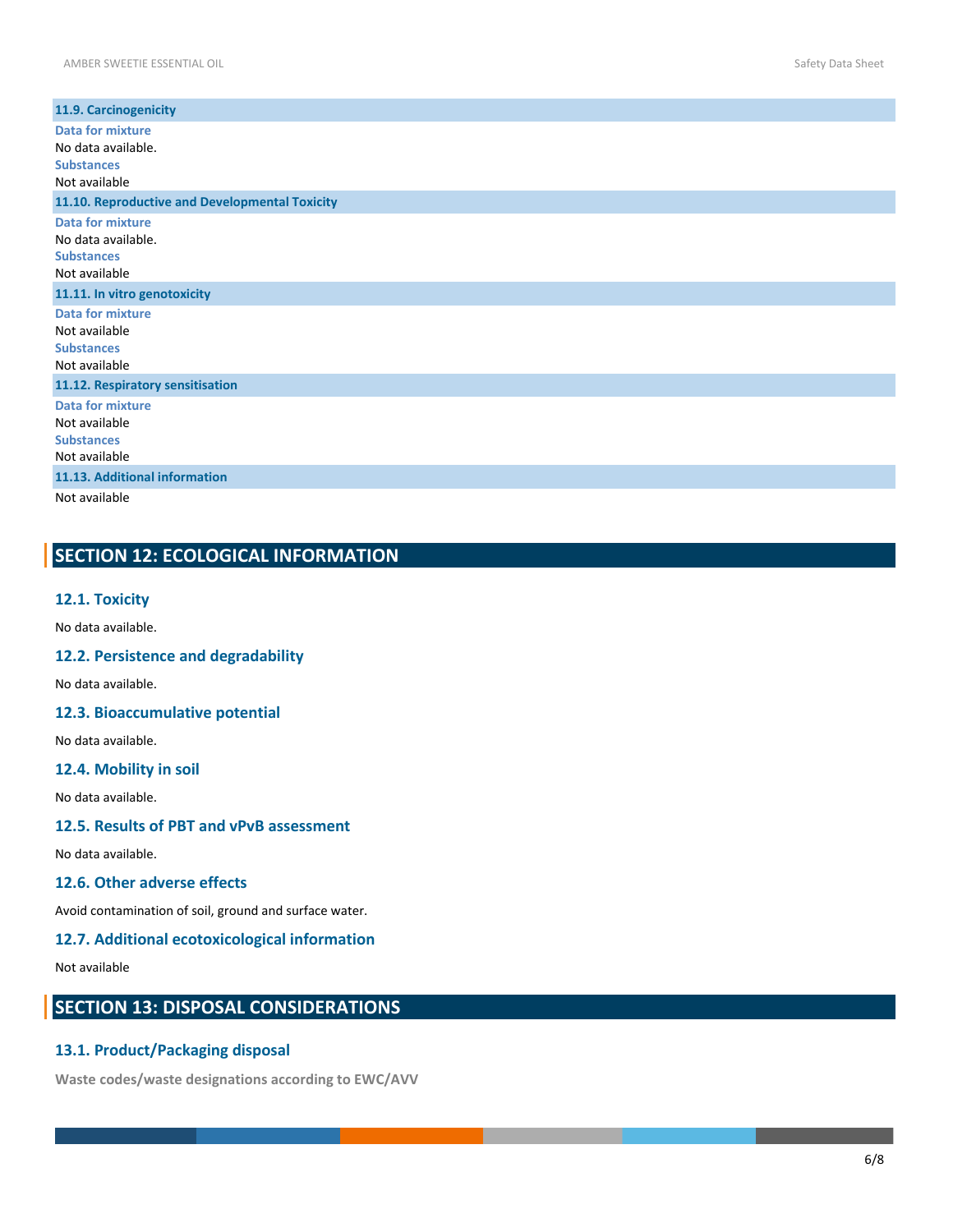### 11.9. Carcinogenicity

**Data for mixture**

No data available.

**Substances**

Not available

### 11.10. Reproductive and Developmental Toxicity

**Data for mixture**

No data available.

**Substances**

Not available

### 11.11. In vitro genotoxicity

**Data for mixture**

Not available

**Substances**

Not available

### 11.12. Respiratory sensitisation

**Data for mixture**

Not available

**Substances**

Not available

### 11.13. Additional information

Not available

## SECTION 12: ECOLOGICAL INFORMATION

### 12.1. Toxicity

No data available.

### 12.2. Persistence and degradability

No data available.

### 12.3. Bioaccumulative potential

No data available.

### 12.4. Mobility in soil

No data available.

### 12.5. Results of PBT and vPvB assessment

No data available.

### 12.6. Other adverse effects

Avoid contamination of soil, ground and surface water.

### 12.7. Additional ecotoxicological information

Not available

## SECTION 13: DISPOSAL CONSIDERATIONS

### 13.1. Product/Packaging disposal

**Waste codes/waste designations according to EWC/AVV**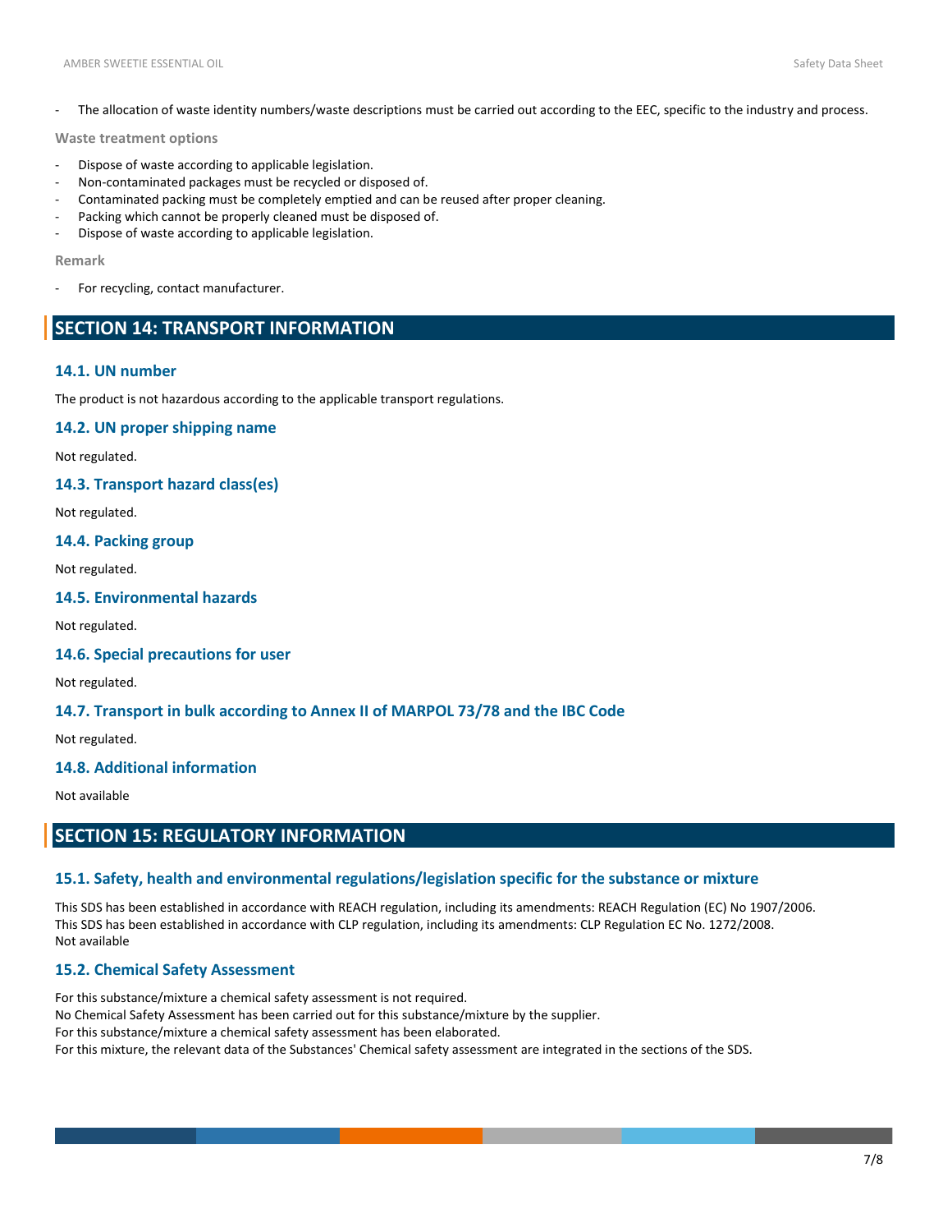- The allocation of waste identity numbers/waste descriptions must be carried out according to the EEC, specific to the industry and process.

**Waste treatment options**

- Dispose of waste according to applicable legislation.
- Non-contaminated packages must be recycled or disposed of.
- Contaminated packing must be completely emptied and can be reused after proper cleaning.
- Packing which cannot be properly cleaned must be disposed of.
- Dispose of waste according to applicable legislation.

**Remark**

- For recycling, contact manufacturer.

## SECTION 14: TRANSPORT INFORMATION

### 14.1. UN number

The product is not hazardous according to the applicable transport regulations.

### 14.2. UN proper shipping name

Not regulated.

### 14.3. Transport hazard class(es)

Not regulated.

### 14.4. Packing group

Not regulated.

### 14.5. Environmental hazards

Not regulated.

### 14.6. Special precautions for user

Not regulated.

### 14.7. Transport in bulk according to Annex II of MARPOL 73/78 and the IBC Code

Not regulated.

### 14.8. Additional information

Not available

## SECTION 15: REGULATORY INFORMATION

### 15.1. Safety, health and environmental regulations/legislation specific for the substance or mixture

This SDS has been established in accordance with REACH regulation, including its amendments: REACH Regulation (EC) No 1907/2006.
This SDS has been established in accordance with CLP regulation, including its amendments: CLP Regulation EC No. 1272/2008.
Not available

### 15.2. Chemical Safety Assessment

For this substance/mixture a chemical safety assessment is not required.
No Chemical Safety Assessment has been carried out for this substance/mixture by the supplier.
For this substance/mixture a chemical safety assessment has been elaborated.
For this mixture, the relevant data of the Substances' Chemical safety assessment are integrated in the sections of the SDS.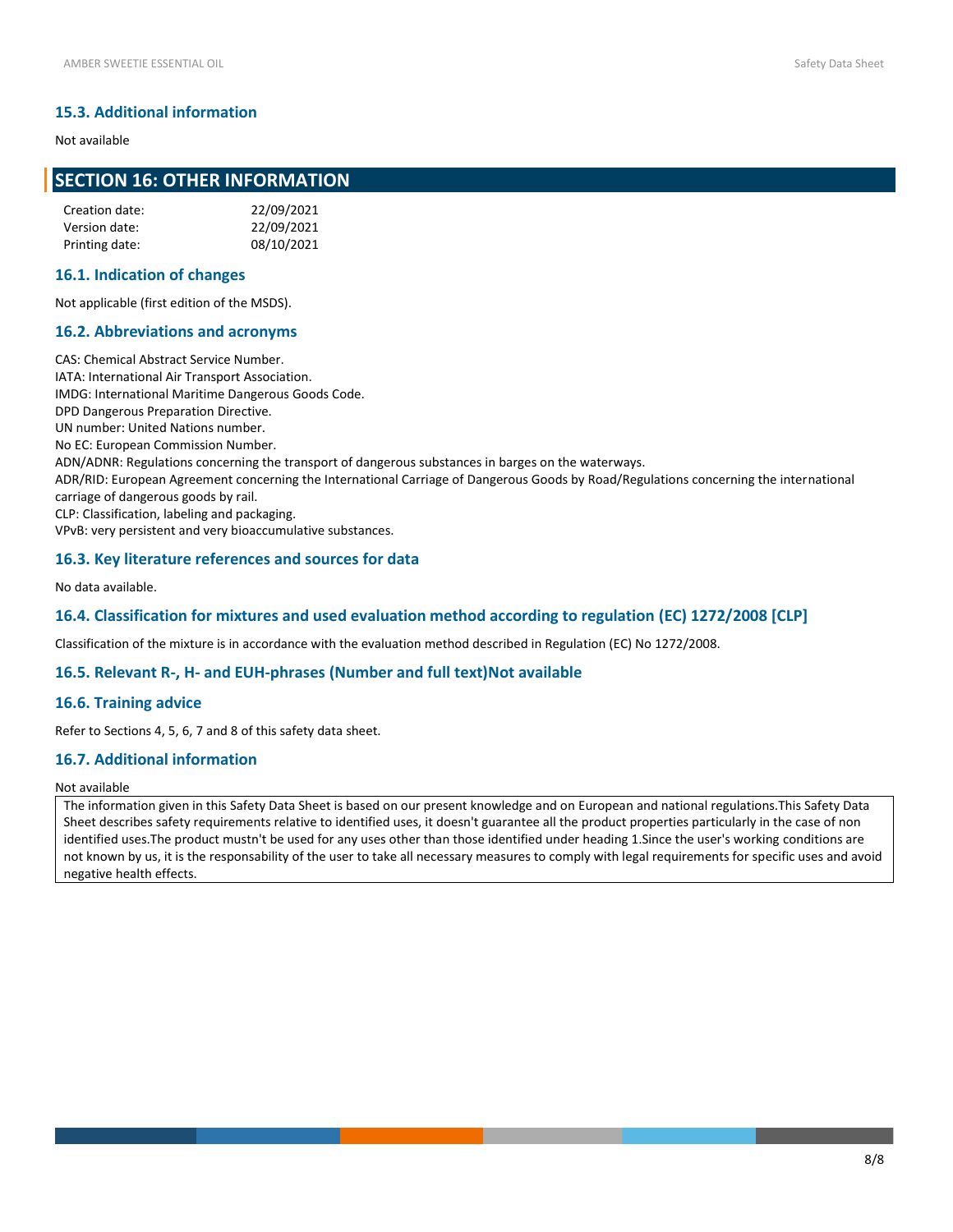### 15.3. Additional information

Not available

## SECTION 16: OTHER INFORMATION

| | |
|---|---|
| Creation date: | 22/09/2021 |
| Version date: | 22/09/2021 |
| Printing date: | 08/10/2021 |

### 16.1. Indication of changes

Not applicable (first edition of the MSDS).

### 16.2. Abbreviations and acronyms

CAS: Chemical Abstract Service Number.
IATA: International Air Transport Association.
IMDG: International Maritime Dangerous Goods Code.
DPD Dangerous Preparation Directive.
UN number: United Nations number.
No EC: European Commission Number.
ADN/ADNR: Regulations concerning the transport of dangerous substances in barges on the waterways.
ADR/RID: European Agreement concerning the International Carriage of Dangerous Goods by Road/Regulations concerning the international carriage of dangerous goods by rail.
CLP: Classification, labeling and packaging.
VPvB: very persistent and very bioaccumulative substances.

### 16.3. Key literature references and sources for data

No data available.

### 16.4. Classification for mixtures and used evaluation method according to regulation (EC) 1272/2008 [CLP]

Classification of the mixture is in accordance with the evaluation method described in Regulation (EC) No 1272/2008.

### 16.5. Relevant R-, H- and EUH-phrases (Number and full text)Not available

### 16.6. Training advice

Refer to Sections 4, 5, 6, 7 and 8 of this safety data sheet.

### 16.7. Additional information

Not available

The information given in this Safety Data Sheet is based on our present knowledge and on European and national regulations.This Safety Data Sheet describes safety requirements relative to identified uses, it doesn't guarantee all the product properties particularly in the case of non identified uses.The product mustn't be used for any uses other than those identified under heading 1.Since the user's working conditions are not known by us, it is the responsability of the user to take all necessary measures to comply with legal requirements for specific uses and avoid negative health effects.